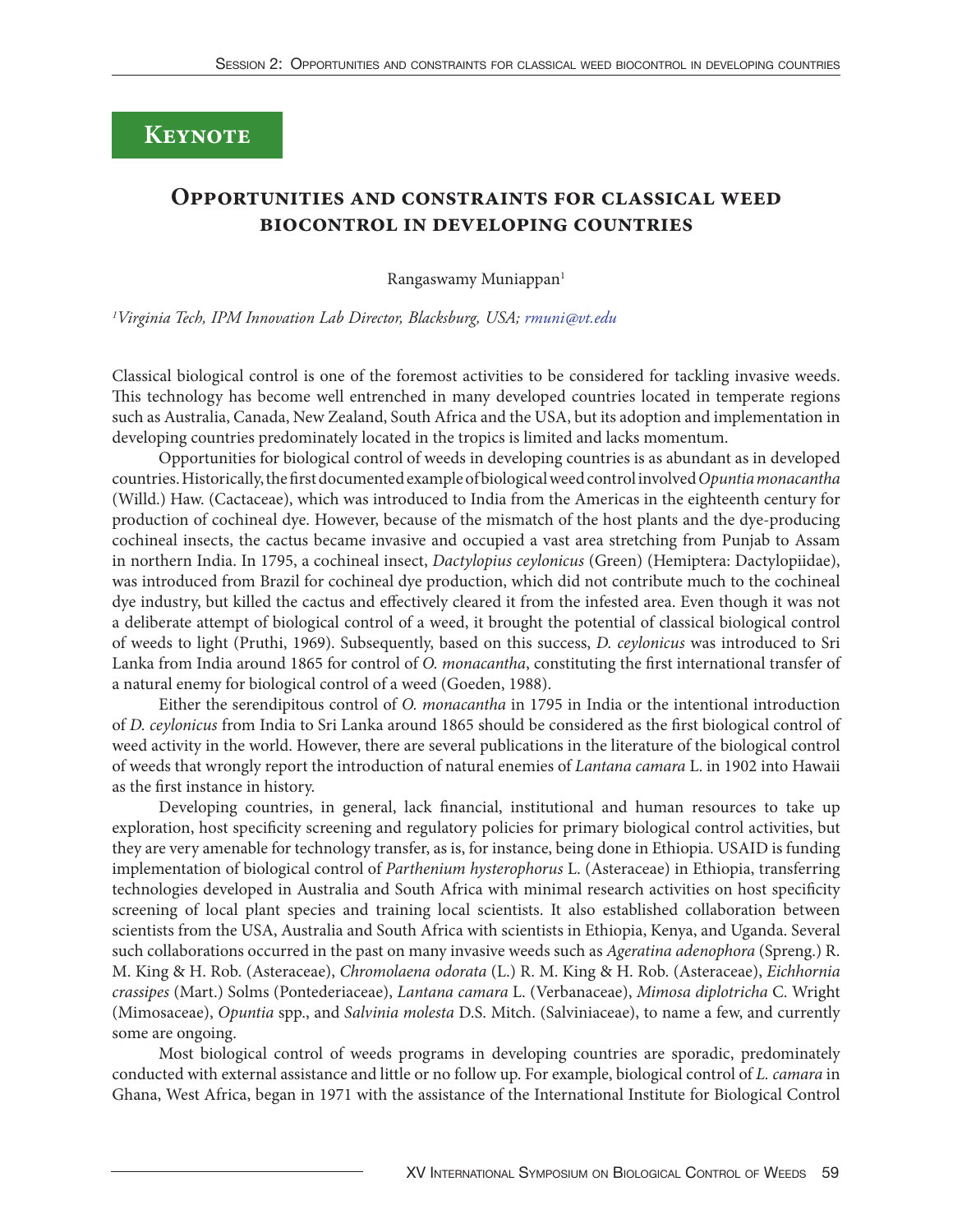**Keynote**

# Opportunities and constraints for classical weed biocontrol in developing countries

Rangaswamy Muniappan[1]

[1]*Virginia Tech, IPM Innovation Lab Director, Blacksburg, USA; rmuni@vt.edu*

Classical biological control is one of the foremost activities to be considered for tackling invasive weeds. This technology has become well entrenched in many developed countries located in temperate regions such as Australia, Canada, New Zealand, South Africa and the USA, but its adoption and implementation in developing countries predominately located in the tropics is limited and lacks momentum.

Opportunities for biological control of weeds in developing countries is as abundant as in developed countries. Historically, the first documented example of biological weed control involved *Opuntia monacantha* (Willd.) Haw. (Cactaceae), which was introduced to India from the Americas in the eighteenth century for production of cochineal dye. However, because of the mismatch of the host plants and the dye-producing cochineal insects, the cactus became invasive and occupied a vast area stretching from Punjab to Assam in northern India. In 1795, a cochineal insect, *Dactylopius ceylonicus* (Green) (Hemiptera: Dactylopiidae), was introduced from Brazil for cochineal dye production, which did not contribute much to the cochineal dye industry, but killed the cactus and effectively cleared it from the infested area. Even though it was not a deliberate attempt of biological control of a weed, it brought the potential of classical biological control of weeds to light (Pruthi, 1969). Subsequently, based on this success, *D. ceylonicus* was introduced to Sri Lanka from India around 1865 for control of *O. monacantha*, constituting the first international transfer of a natural enemy for biological control of a weed (Goeden, 1988).

Either the serendipitous control of *O. monacantha* in 1795 in India or the intentional introduction of *D. ceylonicus* from India to Sri Lanka around 1865 should be considered as the first biological control of weed activity in the world. However, there are several publications in the literature of the biological control of weeds that wrongly report the introduction of natural enemies of *Lantana camara* L. in 1902 into Hawaii as the first instance in history.

Developing countries, in general, lack financial, institutional and human resources to take up exploration, host specificity screening and regulatory policies for primary biological control activities, but they are very amenable for technology transfer, as is, for instance, being done in Ethiopia. USAID is funding implementation of biological control of *Parthenium hysterophorus* L. (Asteraceae) in Ethiopia, transferring technologies developed in Australia and South Africa with minimal research activities on host specificity screening of local plant species and training local scientists. It also established collaboration between scientists from the USA, Australia and South Africa with scientists in Ethiopia, Kenya, and Uganda. Several such collaborations occurred in the past on many invasive weeds such as *Ageratina adenophora* (Spreng.) R. M. King & H. Rob. (Asteraceae), *Chromolaena odorata* (L.) R. M. King & H. Rob. (Asteraceae), *Eichhornia crassipes* (Mart.) Solms (Pontederiaceae), *Lantana camara* L. (Verbanaceae), *Mimosa diplotricha* C. Wright (Mimosaceae), *Opuntia* spp., and *Salvinia molesta* D.S. Mitch. (Salviniaceae), to name a few, and currently some are ongoing.

Most biological control of weeds programs in developing countries are sporadic, predominately conducted with external assistance and little or no follow up. For example, biological control of *L. camara* in Ghana, West Africa, began in 1971 with the assistance of the International Institute for Biological Control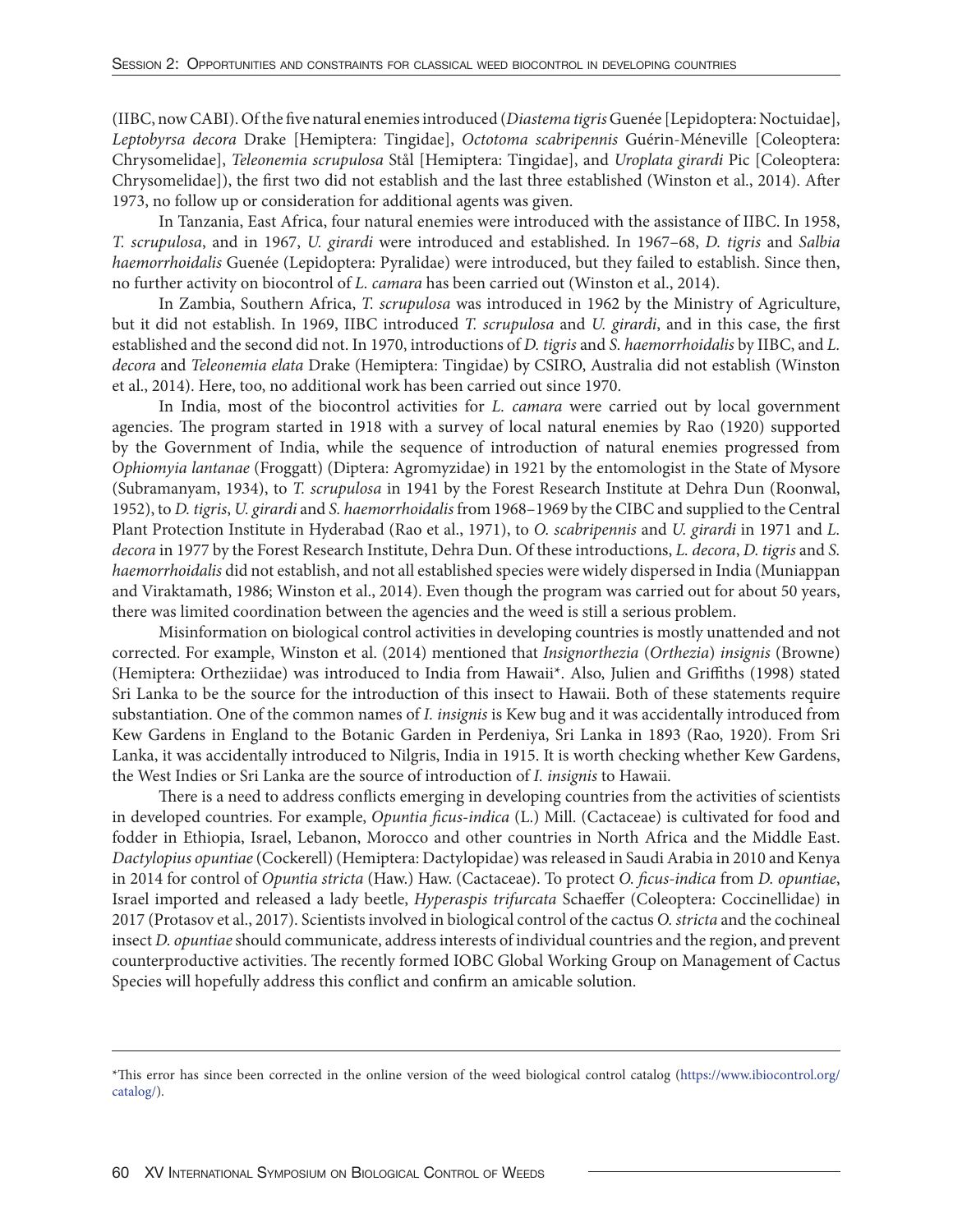(IIBC, now CABI). Of the five natural enemies introduced (*Diastema tigris* Guenée [Lepidoptera: Noctuidae], *Leptobyrsa decora* Drake [Hemiptera: Tingidae], *Octotoma scabripennis* Guérin-Méneville [Coleoptera: Chrysomelidae], *Teleonemia scrupulosa* Stål [Hemiptera: Tingidae], and *Uroplata girardi* Pic [Coleoptera: Chrysomelidae]), the first two did not establish and the last three established (Winston et al., 2014). After 1973, no follow up or consideration for additional agents was given.

In Tanzania, East Africa, four natural enemies were introduced with the assistance of IIBC. In 1958, *T. scrupulosa*, and in 1967, *U. girardi* were introduced and established. In 1967–68, *D. tigris* and *Salbia haemorrhoidalis* Guenée (Lepidoptera: Pyralidae) were introduced, but they failed to establish. Since then, no further activity on biocontrol of *L. camara* has been carried out (Winston et al., 2014).

In Zambia, Southern Africa, *T. scrupulosa* was introduced in 1962 by the Ministry of Agriculture, but it did not establish. In 1969, IIBC introduced *T. scrupulosa* and *U. girardi*, and in this case, the first established and the second did not. In 1970, introductions of *D. tigris* and *S. haemorrhoidalis* by IIBC, and *L. decora* and *Teleonemia elata* Drake (Hemiptera: Tingidae) by CSIRO, Australia did not establish (Winston et al., 2014). Here, too, no additional work has been carried out since 1970.

In India, most of the biocontrol activities for *L. camara* were carried out by local government agencies. The program started in 1918 with a survey of local natural enemies by Rao (1920) supported by the Government of India, while the sequence of introduction of natural enemies progressed from *Ophiomyia lantanae* (Froggatt) (Diptera: Agromyzidae) in 1921 by the entomologist in the State of Mysore (Subramanyam, 1934), to *T. scrupulosa* in 1941 by the Forest Research Institute at Dehra Dun (Roonwal, 1952), to *D. tigris*, *U. girardi* and *S. haemorrhoidalis* from 1968–1969 by the CIBC and supplied to the Central Plant Protection Institute in Hyderabad (Rao et al., 1971), to *O. scabripennis* and *U. girardi* in 1971 and *L. decora* in 1977 by the Forest Research Institute, Dehra Dun. Of these introductions, *L. decora*, *D. tigris* and *S. haemorrhoidalis* did not establish, and not all established species were widely dispersed in India (Muniappan and Viraktamath, 1986; Winston et al., 2014). Even though the program was carried out for about 50 years, there was limited coordination between the agencies and the weed is still a serious problem.

Misinformation on biological control activities in developing countries is mostly unattended and not corrected. For example, Winston et al. (2014) mentioned that *Insignorthezia* (*Orthezia*) *insignis* (Browne) (Hemiptera: Ortheziidae) was introduced to India from Hawaii*. Also, Julien and Griffiths (1998) stated Sri Lanka to be the source for the introduction of this insect to Hawaii. Both of these statements require substantiation. One of the common names of *I. insignis* is Kew bug and it was accidentally introduced from Kew Gardens in England to the Botanic Garden in Perdeniya, Sri Lanka in 1893 (Rao, 1920). From Sri Lanka, it was accidentally introduced to Nilgris, India in 1915. It is worth checking whether Kew Gardens, the West Indies or Sri Lanka are the source of introduction of *I. insignis* to Hawaii.

There is a need to address conflicts emerging in developing countries from the activities of scientists in developed countries. For example, *Opuntia ficus-indica* (L.) Mill. (Cactaceae) is cultivated for food and fodder in Ethiopia, Israel, Lebanon, Morocco and other countries in North Africa and the Middle East. *Dactylopius opuntiae* (Cockerell) (Hemiptera: Dactylopidae) was released in Saudi Arabia in 2010 and Kenya in 2014 for control of *Opuntia stricta* (Haw.) Haw. (Cactaceae). To protect *O. ficus-indica* from *D. opuntiae*, Israel imported and released a lady beetle, *Hyperaspis trifurcata* Schaeffer (Coleoptera: Coccinellidae) in 2017 (Protasov et al., 2017). Scientists involved in biological control of the cactus *O. stricta* and the cochineal insect *D. opuntiae* should communicate, address interests of individual countries and the region, and prevent counterproductive activities. The recently formed IOBC Global Working Group on Management of Cactus Species will hopefully address this conflict and confirm an amicable solution.

---

*This error has since been corrected in the online version of the weed biological control catalog (https://www.ibiocontrol.org/catalog/).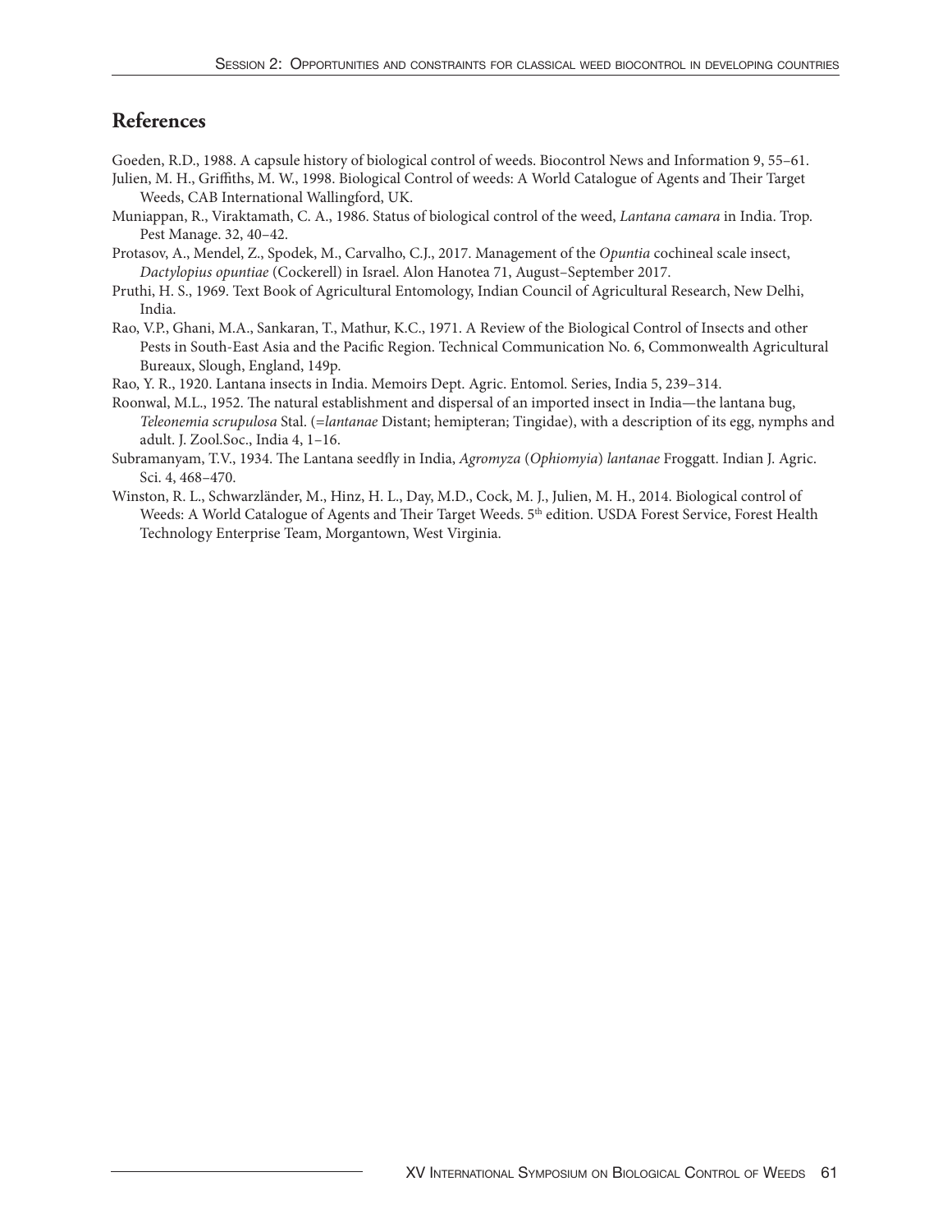## References

Goeden, R.D., 1988. A capsule history of biological control of weeds. Biocontrol News and Information 9, 55–61.

Julien, M. H., Griffiths, M. W., 1998. Biological Control of weeds: A World Catalogue of Agents and Their Target Weeds, CAB International Wallingford, UK.

Muniappan, R., Viraktamath, C. A., 1986. Status of biological control of the weed, *Lantana camara* in India. Trop. Pest Manage. 32, 40–42.

Protasov, A., Mendel, Z., Spodek, M., Carvalho, C.J., 2017. Management of the *Opuntia* cochineal scale insect, *Dactylopius opuntiae* (Cockerell) in Israel. Alon Hanotea 71, August–September 2017.

Pruthi, H. S., 1969. Text Book of Agricultural Entomology, Indian Council of Agricultural Research, New Delhi, India.

Rao, V.P., Ghani, M.A., Sankaran, T., Mathur, K.C., 1971. A Review of the Biological Control of Insects and other Pests in South-East Asia and the Pacific Region. Technical Communication No. 6, Commonwealth Agricultural Bureaux, Slough, England, 149p.

Rao, Y. R., 1920. Lantana insects in India. Memoirs Dept. Agric. Entomol. Series, India 5, 239–314.

Roonwal, M.L., 1952. The natural establishment and dispersal of an imported insect in India—the lantana bug, *Teleonemia scrupulosa* Stal. (=*lantanae* Distant; hemipteran; Tingidae), with a description of its egg, nymphs and adult. J. Zool.Soc., India 4, 1–16.

Subramanyam, T.V., 1934. The Lantana seedfly in India, *Agromyza* (*Ophiomyia*) *lantanae* Froggatt. Indian J. Agric. Sci. 4, 468–470.

Winston, R. L., Schwarzländer, M., Hinz, H. L., Day, M.D., Cock, M. J., Julien, M. H., 2014. Biological control of Weeds: A World Catalogue of Agents and Their Target Weeds. 5th edition. USDA Forest Service, Forest Health Technology Enterprise Team, Morgantown, West Virginia.